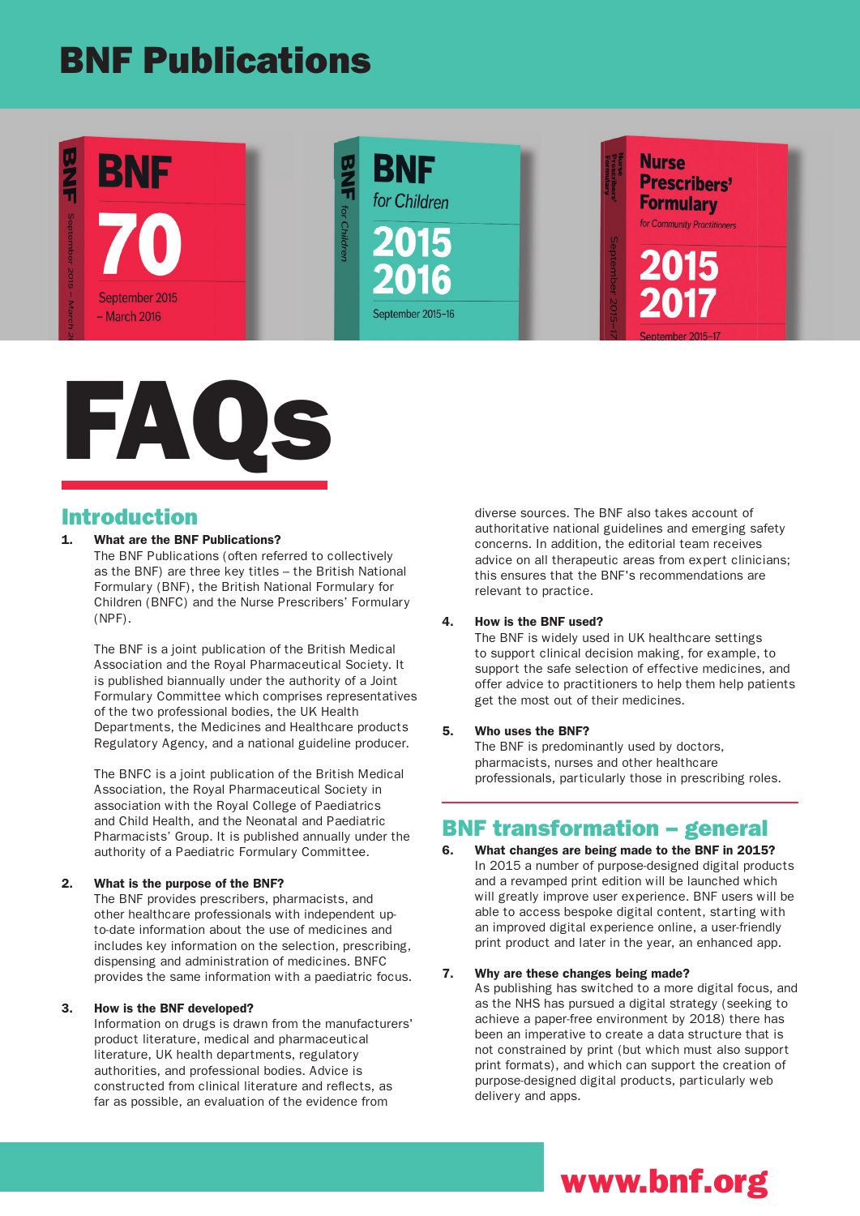# BNF Publications

# FAQs

## Introduction

**1. What are the BNF Publications?**

The BNF Publications (often referred to collectively as the BNF) are three key titles – the British National Formulary (BNF), the British National Formulary for Children (BNFC) and the Nurse Prescribers' Formulary (NPF).

The BNF is a joint publication of the British Medical Association and the Royal Pharmaceutical Society. It is published biannually under the authority of a Joint Formulary Committee which comprises representatives of the two professional bodies, the UK Health Departments, the Medicines and Healthcare products Regulatory Agency, and a national guideline producer.

The BNFC is a joint publication of the British Medical Association, the Royal Pharmaceutical Society in association with the Royal College of Paediatrics and Child Health, and the Neonatal and Paediatric Pharmacists' Group. It is published annually under the authority of a Paediatric Formulary Committee.

**2. What is the purpose of the BNF?**

The BNF provides prescribers, pharmacists, and other healthcare professionals with independent up-to-date information about the use of medicines and includes key information on the selection, prescribing, dispensing and administration of medicines. BNFC provides the same information with a paediatric focus.

**3. How is the BNF developed?**

Information on drugs is drawn from the manufacturers' product literature, medical and pharmaceutical literature, UK health departments, regulatory authorities, and professional bodies. Advice is constructed from clinical literature and reflects, as far as possible, an evaluation of the evidence from diverse sources. The BNF also takes account of authoritative national guidelines and emerging safety concerns. In addition, the editorial team receives advice on all therapeutic areas from expert clinicians; this ensures that the BNF's recommendations are relevant to practice.

**4. How is the BNF used?**

The BNF is widely used in UK healthcare settings to support clinical decision making, for example, to support the safe selection of effective medicines, and offer advice to practitioners to help them help patients get the most out of their medicines.

**5. Who uses the BNF?**

The BNF is predominantly used by doctors, pharmacists, nurses and other healthcare professionals, particularly those in prescribing roles.

## BNF transformation – general

**6. What changes are being made to the BNF in 2015?**

In 2015 a number of purpose-designed digital products and a revamped print edition will be launched which will greatly improve user experience. BNF users will be able to access bespoke digital content, starting with an improved digital experience online, a user-friendly print product and later in the year, an enhanced app.

**7. Why are these changes being made?**

As publishing has switched to a more digital focus, and as the NHS has pursued a digital strategy (seeking to achieve a paper-free environment by 2018) there has been an imperative to create a data structure that is not constrained by print (but which must also support print formats), and which can support the creation of purpose-designed digital products, particularly web delivery and apps.

www.bnf.org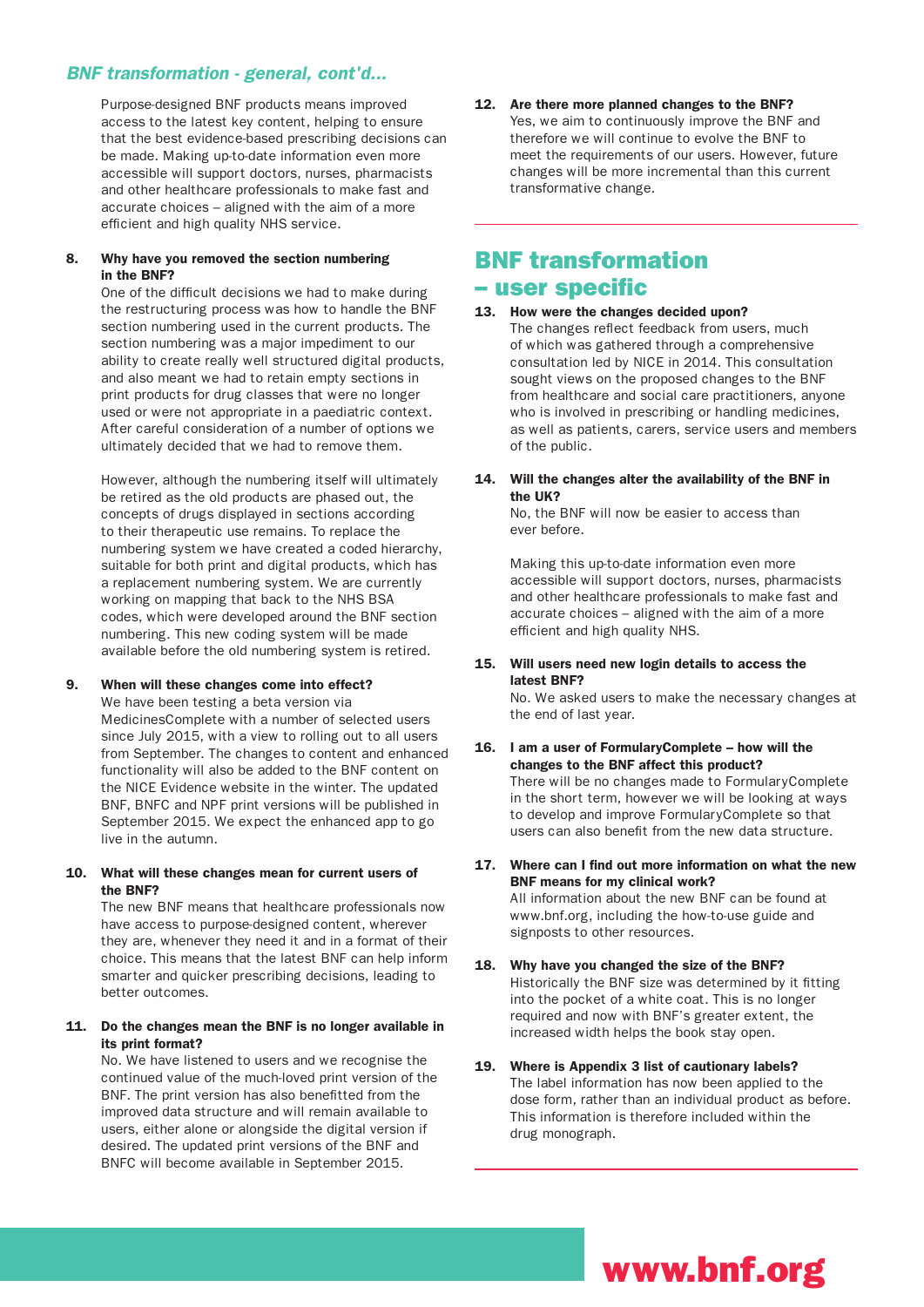## BNF transformation - general, cont'd...

Purpose-designed BNF products means improved access to the latest key content, helping to ensure that the best evidence-based prescribing decisions can be made. Making up-to-date information even more accessible will support doctors, nurses, pharmacists and other healthcare professionals to make fast and accurate choices – aligned with the aim of a more efficient and high quality NHS service.

**8. Why have you removed the section numbering in the BNF?**

One of the difficult decisions we had to make during the restructuring process was how to handle the BNF section numbering used in the current products. The section numbering was a major impediment to our ability to create really well structured digital products, and also meant we had to retain empty sections in print products for drug classes that were no longer used or were not appropriate in a paediatric context. After careful consideration of a number of options we ultimately decided that we had to remove them.

However, although the numbering itself will ultimately be retired as the old products are phased out, the concepts of drugs displayed in sections according to their therapeutic use remains. To replace the numbering system we have created a coded hierarchy, suitable for both print and digital products, which has a replacement numbering system. We are currently working on mapping that back to the NHS BSA codes, which were developed around the BNF section numbering. This new coding system will be made available before the old numbering system is retired.

**9. When will these changes come into effect?**

We have been testing a beta version via MedicinesComplete with a number of selected users since July 2015, with a view to rolling out to all users from September. The changes to content and enhanced functionality will also be added to the BNF content on the NICE Evidence website in the winter. The updated BNF, BNFC and NPF print versions will be published in September 2015. We expect the enhanced app to go live in the autumn.

**10. What will these changes mean for current users of the BNF?**

The new BNF means that healthcare professionals now have access to purpose-designed content, wherever they are, whenever they need it and in a format of their choice. This means that the latest BNF can help inform smarter and quicker prescribing decisions, leading to better outcomes.

**11. Do the changes mean the BNF is no longer available in its print format?**

No. We have listened to users and we recognise the continued value of the much-loved print version of the BNF. The print version has also benefitted from the improved data structure and will remain available to users, either alone or alongside the digital version if desired. The updated print versions of the BNF and BNFC will become available in September 2015.

**12. Are there more planned changes to the BNF?**

Yes, we aim to continuously improve the BNF and therefore we will continue to evolve the BNF to meet the requirements of our users. However, future changes will be more incremental than this current transformative change.

## BNF transformation – user specific

**13. How were the changes decided upon?**

The changes reflect feedback from users, much of which was gathered through a comprehensive consultation led by NICE in 2014. This consultation sought views on the proposed changes to the BNF from healthcare and social care practitioners, anyone who is involved in prescribing or handling medicines, as well as patients, carers, service users and members of the public.

**14. Will the changes alter the availability of the BNF in the UK?**

No, the BNF will now be easier to access than ever before.

Making this up-to-date information even more accessible will support doctors, nurses, pharmacists and other healthcare professionals to make fast and accurate choices – aligned with the aim of a more efficient and high quality NHS.

**15. Will users need new login details to access the latest BNF?**

No. We asked users to make the necessary changes at the end of last year.

**16. I am a user of FormularyComplete – how will the changes to the BNF affect this product?**

There will be no changes made to FormularyComplete in the short term, however we will be looking at ways to develop and improve FormularyComplete so that users can also benefit from the new data structure.

**17. Where can I find out more information on what the new BNF means for my clinical work?**

All information about the new BNF can be found at www.bnf.org, including the how-to-use guide and signposts to other resources.

**18. Why have you changed the size of the BNF?**

Historically the BNF size was determined by it fitting into the pocket of a white coat. This is no longer required and now with BNF's greater extent, the increased width helps the book stay open.

**19. Where is Appendix 3 list of cautionary labels?**

The label information has now been applied to the dose form, rather than an individual product as before. This information is therefore included within the drug monograph.

www.bnf.org